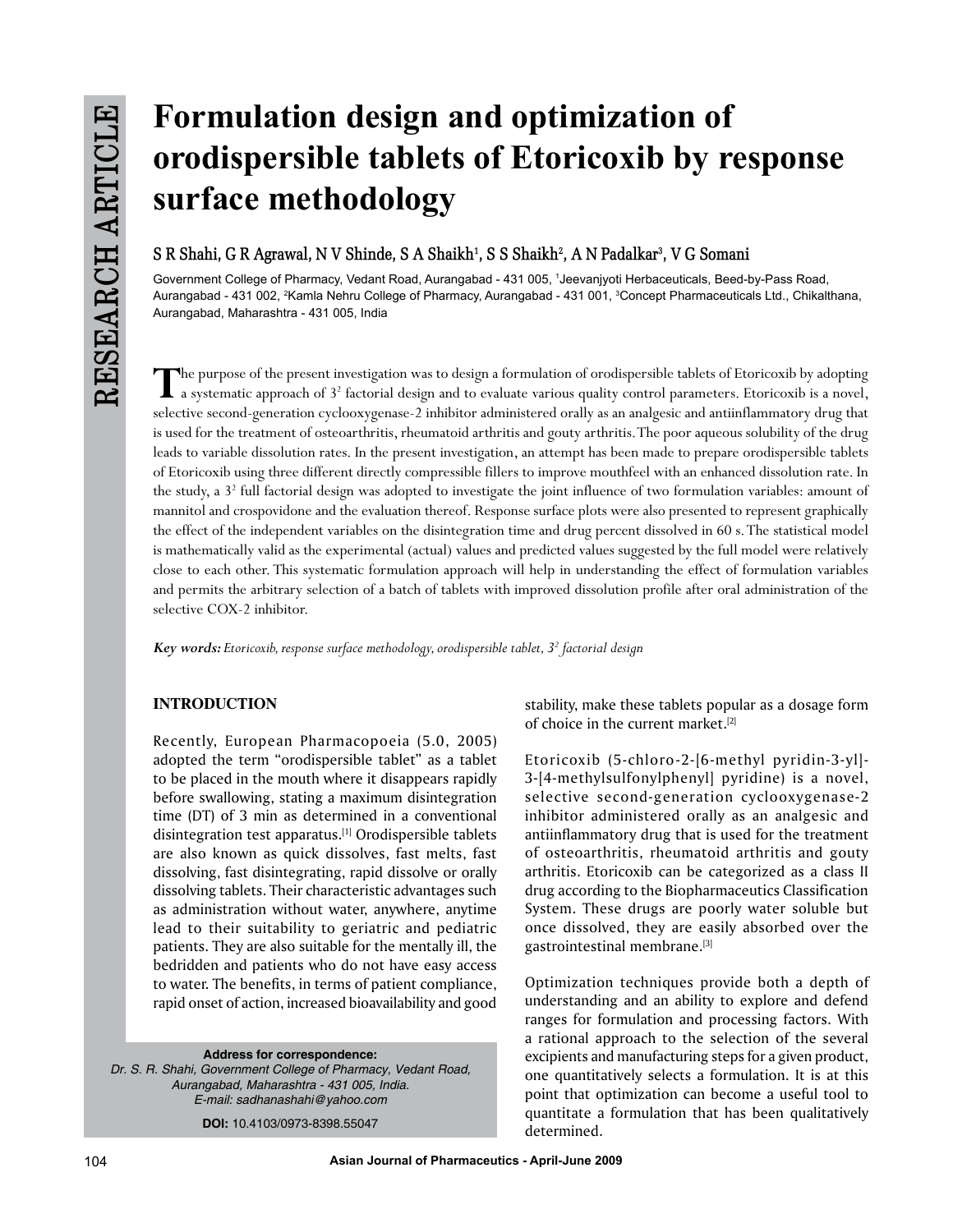# Formulation design and optimization of orodispersible tablets of Etoricoxib by response surface methodology

S R Shahi, G R Agrawal, N V Shinde, S A Shaikh[1], S S Shaikh[2], A N Padalkar[3], V G Somani

Government College of Pharmacy, Vedant Road, Aurangabad - 431 005, [1]Jeevanjyoti Herbaceuticals, Beed-by-Pass Road, Aurangabad - 431 002, [2]Kamla Nehru College of Pharmacy, Aurangabad - 431 001, [3]Concept Pharmaceuticals Ltd., Chikalthana, Aurangabad, Maharashtra - 431 005, India

The purpose of the present investigation was to design a formulation of orodispersible tablets of Etoricoxib by adopting a systematic approach of $3^2$ factorial design and to evaluate various quality control parameters. Etoricoxib is a novel, selective second-generation cyclooxygenase-2 inhibitor administered orally as an analgesic and antiinflammatory drug that is used for the treatment of osteoarthritis, rheumatoid arthritis and gouty arthritis. The poor aqueous solubility of the drug leads to variable dissolution rates. In the present investigation, an attempt has been made to prepare orodispersible tablets of Etoricoxib using three different directly compressible fillers to improve mouthfeel with an enhanced dissolution rate. In the study, a $3^2$ full factorial design was adopted to investigate the joint influence of two formulation variables: amount of mannitol and crospovidone and the evaluation thereof. Response surface plots were also presented to represent graphically the effect of the independent variables on the disintegration time and drug percent dissolved in 60 s. The statistical model is mathematically valid as the experimental (actual) values and predicted values suggested by the full model were relatively close to each other. This systematic formulation approach will help in understanding the effect of formulation variables and permits the arbitrary selection of a batch of tablets with improved dissolution profile after oral administration of the selective COX-2 inhibitor.

***Key words:*** *Etoricoxib, response surface methodology, orodispersible tablet, $3^2$ factorial design*

## INTRODUCTION

Recently, European Pharmacopoeia (5.0, 2005) adopted the term "orodispersible tablet" as a tablet to be placed in the mouth where it disappears rapidly before swallowing, stating a maximum disintegration time (DT) of 3 min as determined in a conventional disintegration test apparatus.[1] Orodispersible tablets are also known as quick dissolves, fast melts, fast dissolving, fast disintegrating, rapid dissolve or orally dissolving tablets. Their characteristic advantages such as administration without water, anywhere, anytime lead to their suitability to geriatric and pediatric patients. They are also suitable for the mentally ill, the bedridden and patients who do not have easy access to water. The benefits, in terms of patient compliance, rapid onset of action, increased bioavailability and good stability, make these tablets popular as a dosage form of choice in the current market.[2]

Etoricoxib (5-chloro-2-[6-methyl pyridin-3-yl]-3-[4-methylsulfonylphenyl] pyridine) is a novel, selective second-generation cyclooxygenase-2 inhibitor administered orally as an analgesic and antiinflammatory drug that is used for the treatment of osteoarthritis, rheumatoid arthritis and gouty arthritis. Etoricoxib can be categorized as a class II drug according to the Biopharmaceutics Classification System. These drugs are poorly water soluble but once dissolved, they are easily absorbed over the gastrointestinal membrane.[3]

Optimization techniques provide both a depth of understanding and an ability to explore and defend ranges for formulation and processing factors. With a rational approach to the selection of the several excipients and manufacturing steps for a given product, one quantitatively selects a formulation. It is at this point that optimization can become a useful tool to quantitate a formulation that has been qualitatively determined.

**Address for correspondence:**
*Dr. S. R. Shahi, Government College of Pharmacy, Vedant Road, Aurangabad, Maharashtra - 431 005, India.*
*E-mail: sadhanashahi@yahoo.com*

**DOI:** 10.4103/0973-8398.55047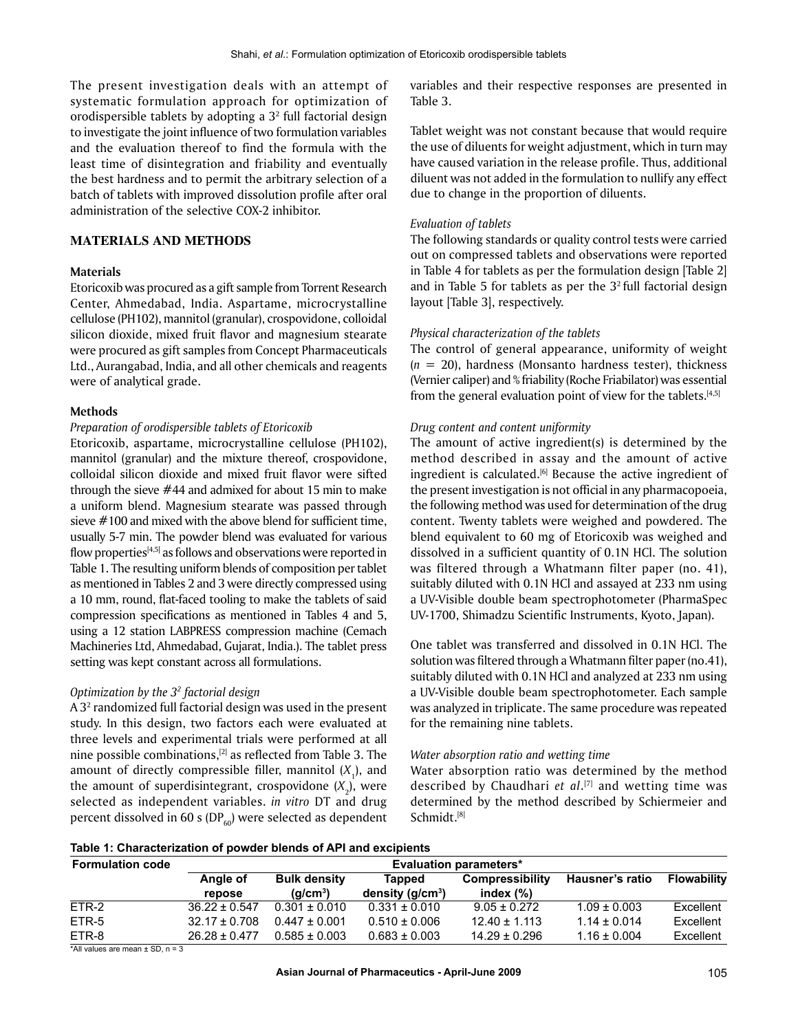The present investigation deals with an attempt of systematic formulation approach for optimization of orodispersible tablets by adopting a $3^2$ full factorial design to investigate the joint influence of two formulation variables and the evaluation thereof to find the formula with the least time of disintegration and friability and eventually the best hardness and to permit the arbitrary selection of a batch of tablets with improved dissolution profile after oral administration of the selective COX-2 inhibitor.

## MATERIALS AND METHODS

### Materials

Etoricoxib was procured as a gift sample from Torrent Research Center, Ahmedabad, India. Aspartame, microcrystalline cellulose (PH102), mannitol (granular), crospovidone, colloidal silicon dioxide, mixed fruit flavor and magnesium stearate were procured as gift samples from Concept Pharmaceuticals Ltd., Aurangabad, India, and all other chemicals and reagents were of analytical grade.

### Methods

#### *Preparation of orodispersible tablets of Etoricoxib*

Etoricoxib, aspartame, microcrystalline cellulose (PH102), mannitol (granular) and the mixture thereof, crospovidone, colloidal silicon dioxide and mixed fruit flavor were sifted through the sieve #44 and admixed for about 15 min to make a uniform blend. Magnesium stearate was passed through sieve #100 and mixed with the above blend for sufficient time, usually 5-7 min. The powder blend was evaluated for various flow properties[4,5] as follows and observations were reported in Table 1. The resulting uniform blends of composition per tablet as mentioned in Tables 2 and 3 were directly compressed using a 10 mm, round, flat-faced tooling to make the tablets of said compression specifications as mentioned in Tables 4 and 5, using a 12 station LABPRESS compression machine (Cemach Machineries Ltd, Ahmedabad, Gujarat, India.). The tablet press setting was kept constant across all formulations.

#### *Optimization by the $3^2$ factorial design*

A $3^2$ randomized full factorial design was used in the present study. In this design, two factors each were evaluated at three levels and experimental trials were performed at all nine possible combinations,[2] as reflected from Table 3. The amount of directly compressible filler, mannitol ($X_1$), and the amount of superdisintegrant, crospovidone ($X_2$), were selected as independent variables. *in vitro* DT and drug percent dissolved in 60 s ($DP_{60}$) were selected as dependent variables and their respective responses are presented in Table 3.

Tablet weight was not constant because that would require the use of diluents for weight adjustment, which in turn may have caused variation in the release profile. Thus, additional diluent was not added in the formulation to nullify any effect due to change in the proportion of diluents.

#### *Evaluation of tablets*

The following standards or quality control tests were carried out on compressed tablets and observations were reported in Table 4 for tablets as per the formulation design [Table 2] and in Table 5 for tablets as per the $3^2$ full factorial design layout [Table 3], respectively.

#### *Physical characterization of the tablets*

The control of general appearance, uniformity of weight ($n = 20$), hardness (Monsanto hardness tester), thickness (Vernier caliper) and % friability (Roche Friabilator) was essential from the general evaluation point of view for the tablets.[4,5]

#### *Drug content and content uniformity*

The amount of active ingredient(s) is determined by the method described in assay and the amount of active ingredient is calculated.[6] Because the active ingredient of the present investigation is not official in any pharmacopoeia, the following method was used for determination of the drug content. Twenty tablets were weighed and powdered. The blend equivalent to 60 mg of Etoricoxib was weighed and dissolved in a sufficient quantity of 0.1N HCl. The solution was filtered through a Whatmann filter paper (no. 41), suitably diluted with 0.1N HCl and assayed at 233 nm using a UV-Visible double beam spectrophotometer (PharmaSpec UV-1700, Shimadzu Scientific Instruments, Kyoto, Japan).

One tablet was transferred and dissolved in 0.1N HCl. The solution was filtered through a Whatmann filter paper (no.41), suitably diluted with 0.1N HCl and analyzed at 233 nm using a UV-Visible double beam spectrophotometer. Each sample was analyzed in triplicate. The same procedure was repeated for the remaining nine tablets.

#### *Water absorption ratio and wetting time*

Water absorption ratio was determined by the method described by Chaudhari *et al*.[7] and wetting time was determined by the method described by Schiermeier and Schmidt.[8]

**Table 1: Characterization of powder blends of API and excipients**

| Formulation code | Evaluation parameters* | | | | | |
|---|---|---|---|---|---|---|
| | Angle of repose | Bulk density ($g/cm^3$) | Tapped density ($g/cm^3$) | Compressibility index (%) | Hausner's ratio | Flowability |
| ETR-2 | 36.22 ± 0.547 | 0.301 ± 0.010 | 0.331 ± 0.010 | 9.05 ± 0.272 | 1.09 ± 0.003 | Excellent |
| ETR-5 | 32.17 ± 0.708 | 0.447 ± 0.001 | 0.510 ± 0.006 | 12.40 ± 1.113 | 1.14 ± 0.014 | Excellent |
| ETR-8 | 26.28 ± 0.477 | 0.585 ± 0.003 | 0.683 ± 0.003 | 14.29 ± 0.296 | 1.16 ± 0.004 | Excellent |

*All values are mean ± SD, n = 3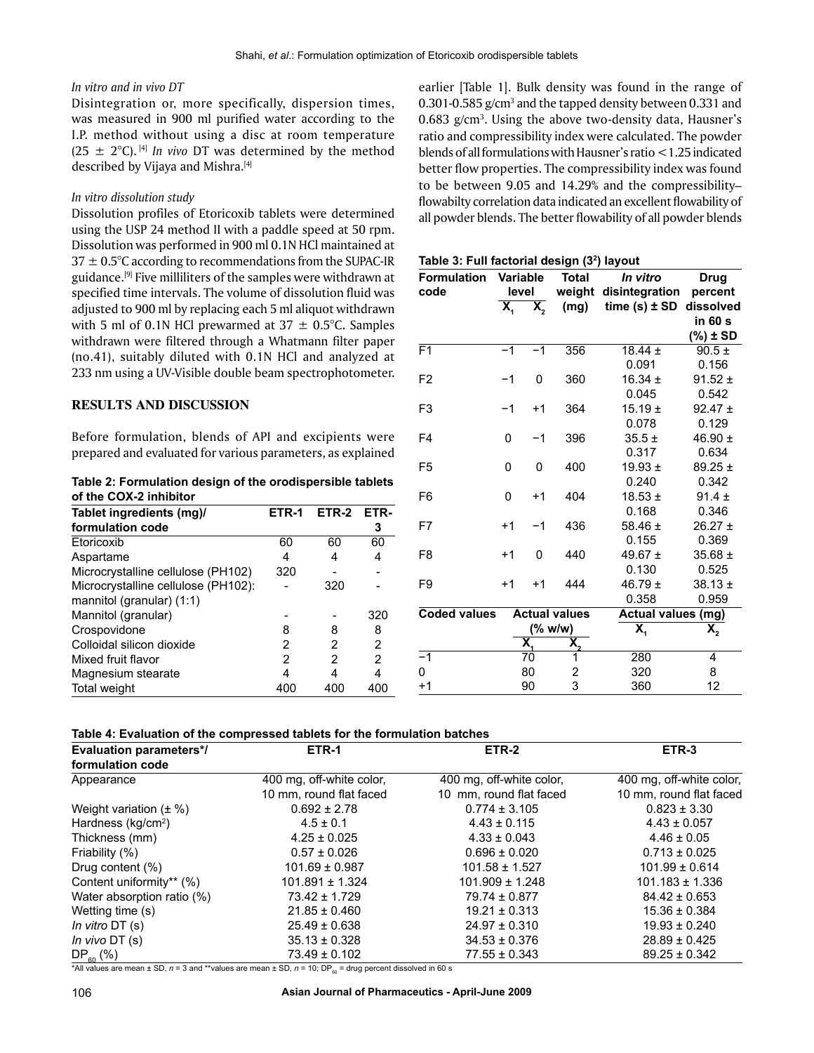#### *In vitro and in vivo DT*

Disintegration or, more specifically, dispersion times, was measured in 900 ml purified water according to the I.P. method without using a disc at room temperature (25 ± 2°C).[4] *In vivo* DT was determined by the method described by Vijaya and Mishra.[4]

#### *In vitro dissolution study*

Dissolution profiles of Etoricoxib tablets were determined using the USP 24 method II with a paddle speed at 50 rpm. Dissolution was performed in 900 ml 0.1N HCl maintained at 37 ± 0.5°C according to recommendations from the SUPAC-IR guidance.[9] Five milliliters of the samples were withdrawn at specified time intervals. The volume of dissolution fluid was adjusted to 900 ml by replacing each 5 ml aliquot withdrawn with 5 ml of 0.1N HCl prewarmed at 37 ± 0.5°C. Samples withdrawn were filtered through a Whatmann filter paper (no.41), suitably diluted with 0.1N HCl and analyzed at 233 nm using a UV-Visible double beam spectrophotometer.

## RESULTS AND DISCUSSION

Before formulation, blends of API and excipients were prepared and evaluated for various parameters, as explained earlier [Table 1]. Bulk density was found in the range of 0.301-0.585 g/cm$^3$ and the tapped density between 0.331 and 0.683 g/cm$^3$. Using the above two-density data, Hausner's ratio and compressibility index were calculated. The powder blends of all formulations with Hausner's ratio <1.25 indicated better flow properties. The compressibility index was found to be between 9.05 and 14.29% and the compressibility–flowabilty correlation data indicated an excellent flowability of all powder blends. The better flowability of all powder blends

**Table 2: Formulation design of the orodispersible tablets of the COX-2 inhibitor**

| Tablet ingredients (mg)/ formulation code | ETR-1 | ETR-2 | ETR-3 |
|---|---|---|---|
| Etoricoxib | 60 | 60 | 60 |
| Aspartame | 4 | 4 | 4 |
| Microcrystalline cellulose (PH102) | 320 | - | - |
| Microcrystalline cellulose (PH102): mannitol (granular) (1:1) | - | 320 | - |
| Mannitol (granular) | - | - | 320 |
| Crospovidone | 8 | 8 | 8 |
| Colloidal silicon dioxide | 2 | 2 | 2 |
| Mixed fruit flavor | 2 | 2 | 2 |
| Magnesium stearate | 4 | 4 | 4 |
| Total weight | 400 | 400 | 400 |

**Table 3: Full factorial design (3$^2$) layout**

| Formulation code | Variable level $X_1$ | Variable level $X_2$ | Total weight (mg) | *In vitro* disintegration time (s) ± SD | Drug percent dissolved in 60 s (%) ± SD |
|---|---|---|---|---|---|
| F1 | −1 | −1 | 356 | 18.44 ± 0.091 | 90.5 ± 0.156 |
| F2 | −1 | 0 | 360 | 16.34 ± 0.045 | 91.52 ± 0.542 |
| F3 | −1 | +1 | 364 | 15.19 ± 0.078 | 92.47 ± 0.129 |
| F4 | 0 | −1 | 396 | 35.5 ± 0.317 | 46.90 ± 0.634 |
| F5 | 0 | 0 | 400 | 19.93 ± 0.240 | 89.25 ± 0.342 |
| F6 | 0 | +1 | 404 | 18.53 ± 0.168 | 91.4 ± 0.346 |
| F7 | +1 | −1 | 436 | 58.46 ± 0.155 | 26.27 ± 0.369 |
| F8 | +1 | 0 | 440 | 49.67 ± 0.130 | 35.68 ± 0.525 |
| F9 | +1 | +1 | 444 | 46.79 ± 0.358 | 38.13 ± 0.959 |

| Coded values | Actual values (% w/w) $X_1$ | Actual values (% w/w) $X_2$ | Actual values (mg) $X_1$ | Actual values (mg) $X_2$ |
|---|---|---|---|---|
| −1 | 70 | 1 | 280 | 4 |
| 0 | 80 | 2 | 320 | 8 |
| +1 | 90 | 3 | 360 | 12 |

**Table 4: Evaluation of the compressed tablets for the formulation batches**

| Evaluation parameters*/ formulation code | ETR-1 | ETR-2 | ETR-3 |
|---|---|---|---|
| Appearance | 400 mg, off-white color, 10 mm, round flat faced | 400 mg, off-white color, 10 mm, round flat faced | 400 mg, off-white color, 10 mm, round flat faced |
| Weight variation (± %) | 0.692 ± 2.78 | 0.774 ± 3.105 | 0.823 ± 3.30 |
| Hardness (kg/cm$^2$) | 4.5 ± 0.1 | 4.43 ± 0.115 | 4.43 ± 0.057 |
| Thickness (mm) | 4.25 ± 0.025 | 4.33 ± 0.043 | 4.46 ± 0.05 |
| Friability (%) | 0.57 ± 0.026 | 0.696 ± 0.020 | 0.713 ± 0.025 |
| Drug content (%) | 101.69 ± 0.987 | 101.58 ± 1.527 | 101.99 ± 0.614 |
| Content uniformity** (%) | 101.891 ± 1.324 | 101.909 ± 1.248 | 101.183 ± 1.336 |
| Water absorption ratio (%) | 73.42 ± 1.729 | 79.74 ± 0.877 | 84.42 ± 0.653 |
| Wetting time (s) | 21.85 ± 0.460 | 19.21 ± 0.313 | 15.36 ± 0.384 |
| *In vitro* DT (s) | 25.49 ± 0.638 | 24.97 ± 0.310 | 19.93 ± 0.240 |
| *In vivo* DT (s) | 35.13 ± 0.328 | 34.53 ± 0.376 | 28.89 ± 0.425 |
| $DP_{60}$ (%) | 73.49 ± 0.102 | 77.55 ± 0.343 | 89.25 ± 0.342 |

*All values are mean ± SD, $n$ = 3 and **values are mean ± SD, $n$ = 10; $DP_{60}$ = drug percent dissolved in 60 s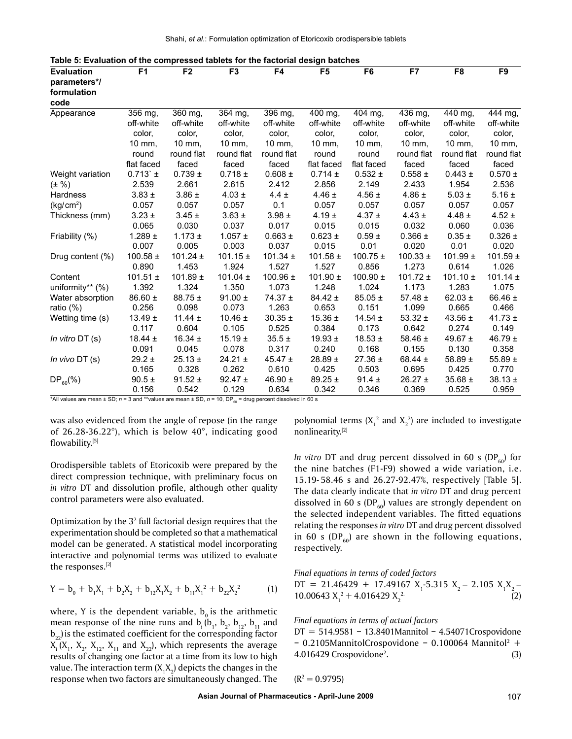**Table 5: Evaluation of the compressed tablets for the factorial design batches**

| Evaluation parameters*/ formulation code | F1 | F2 | F3 | F4 | F5 | F6 | F7 | F8 | F9 |
|---|---|---|---|---|---|---|---|---|---|
| Appearance | 356 mg, off-white color, 10 mm, round flat faced | 360 mg, off-white color, 10 mm, round flat faced | 364 mg, off-white color, 10 mm, round flat faced | 396 mg, off-white color, 10 mm, round flat faced | 400 mg, off-white color, 10 mm, round flat faced | 404 mg, off-white color, 10 mm, round flat faced | 436 mg, off-white color, 10 mm, round flat faced | 440 mg, off-white color, 10 mm, round flat faced | 444 mg, off-white color, 10 mm, round flat faced |
| Weight variation (± %) | 0.713` ± 2.539 | 0.739 ± 2.661 | 0.718 ± 2.615 | 0.608 ± 2.412 | 0.714 ± 2.856 | 0.532 ± 2.149 | 0.558 ± 2.433 | 0.443 ± 1.954 | 0.570 ± 2.536 |
| Hardness ($kg/cm^2$) | 3.83 ± 0.057 | 3.86 ± 0.057 | 4.03 ± 0.057 | 4.4 ± 0.1 | 4.46 ± 0.057 | 4.56 ± 0.057 | 4.86 ± 0.057 | 5.03 ± 0.057 | 5.16 ± 0.057 |
| Thickness (mm) | 3.23 ± 0.065 | 3.45 ± 0.030 | 3.63 ± 0.037 | 3.98 ± 0.017 | 4.19 ± 0.015 | 4.37 ± 0.015 | 4.43 ± 0.032 | 4.48 ± 0.060 | 4.52 ± 0.036 |
| Friability (%) | 1.289 ± 0.007 | 1.173 ± 0.005 | 1.057 ± 0.003 | 0.663 ± 0.037 | 0.623 ± 0.015 | 0.59 ± 0.01 | 0.366 ± 0.020 | 0.35 ± 0.01 | 0.326 ± 0.020 |
| Drug content (%) | 100.58 ± 0.890 | 101.24 ± 1.453 | 101.15 ± 1.924 | 101.34 ± 1.527 | 101.58 ± 1.527 | 100.75 ± 0.856 | 100.33 ± 1.273 | 101.99 ± 0.614 | 101.59 ± 1.026 |
| Content uniformity** (%) | 101.51 ± 1.392 | 101.89 ± 1.324 | 101.04 ± 1.350 | 100.96 ± 1.073 | 101.90 ± 1.248 | 100.90 ± 1.024 | 101.72 ± 1.173 | 101.10 ± 1.283 | 101.14 ± 1.075 |
| Water absorption ratio (%) | 86.60 ± 0.256 | 88.75 ± 0.098 | 91.00 ± 0.073 | 74.37 ± 1.263 | 84.42 ± 0.653 | 85.05 ± 0.151 | 57.48 ± 1.099 | 62.03 ± 0.665 | 66.46 ± 0.466 |
| Wetting time (s) | 13.49 ± 0.117 | 11.44 ± 0.604 | 10.46 ± 0.105 | 30.35 ± 0.525 | 15.36 ± 0.384 | 14.54 ± 0.173 | 53.32 ± 0.642 | 43.56 ± 0.274 | 41.73 ± 0.149 |
| *In vitro* DT (s) | 18.44 ± 0.091 | 16.34 ± 0.045 | 15.19 ± 0.078 | 35.5 ± 0.317 | 19.93 ± 0.240 | 18.53 ± 0.168 | 58.46 ± 0.155 | 49.67 ± 0.130 | 46.79 ± 0.358 |
| *In vivo* DT (s) | 29.2 ± 0.165 | 25.13 ± 0.328 | 24.21 ± 0.262 | 45.47 ± 0.610 | 28.89 ± 0.425 | 27.36 ± 0.503 | 68.44 ± 0.695 | 58.89 ± 0.425 | 55.89 ± 0.770 |
| $DP_{60}$(%) | 90.5 ± 0.156 | 91.52 ± 0.542 | 92.47 ± 0.129 | 46.90 ± 0.634 | 89.25 ± 0.342 | 91.4 ± 0.346 | 26.27 ± 0.369 | 35.68 ± 0.525 | 38.13 ± 0.959 |

*All values are mean ± SD; $n = 3$ and **values are mean ± SD, $n = 10$, $DP_{60}$ = drug percent dissolved in 60 s

was also evidenced from the angle of repose (in the range of 26.28-36.22°), which is below 40°, indicating good flowability.[5]

Orodispersible tablets of Etoricoxib were prepared by the direct compression technique, with preliminary focus on *in vitro* DT and dissolution profile, although other quality control parameters were also evaluated.

Optimization by the $3^2$ full factorial design requires that the experimentation should be completed so that a mathematical model can be generated. A statistical model incorporating interactive and polynomial terms was utilized to evaluate the responses.[2]

$$Y = b_0 + b_1X_1 + b_2X_2 + b_{12}X_1X_2 + b_{11}X_1^2 + b_{22}X_2^2 \quad (1)$$

where, Y is the dependent variable, $b_0$ is the arithmetic mean response of the nine runs and $b_i$ ($b_1$, $b_2$, $b_{12}$, $b_{11}$ and $b_{22}$) is the estimated coefficient for the corresponding factor $X_i$ ($X_1$, $X_2$, $X_{12}$, $X_{11}$ and $X_{22}$), which represents the average results of changing one factor at a time from its low to high value. The interaction term ($X_1X_2$) depicts the changes in the response when two factors are simultaneously changed. The polynomial terms ($X_1^2$ and $X_2^2$) are included to investigate nonlinearity.[2]

*In vitro* DT and drug percent dissolved in 60 s ($DP_{60}$) for the nine batches (F1-F9) showed a wide variation, i.e. 15.19- 58.46 s and 26.27-92.47%, respectively [Table 5]. The data clearly indicate that *in vitro* DT and drug percent dissolved in 60 s ($DP_{60}$) values are strongly dependent on the selected independent variables. The fitted equations relating the responses *in vitro* DT and drug percent dissolved in 60 s ($DP_{60}$) are shown in the following equations, respectively.

*Final equations in terms of coded factors*

$$DT = 21.46429 + 17.49167\ X_1 - 5.315\ X_2 - 2.105\ X_1X_2 - 10.00643\ X_1^2 + 4.016429\ X_2^2 \quad (2)$$

*Final equations in terms of actual factors*

$$DT = 514.9581 - 13.8401\text{Mannitol} - 4.54071\text{Crospovidone} - 0.2105\text{MannitolCrospovidone} - 0.100064\ \text{Mannitol}^2 + 4.016429\ \text{Crospovidone}^2. \quad (3)$$

($R^2 = 0.9795$)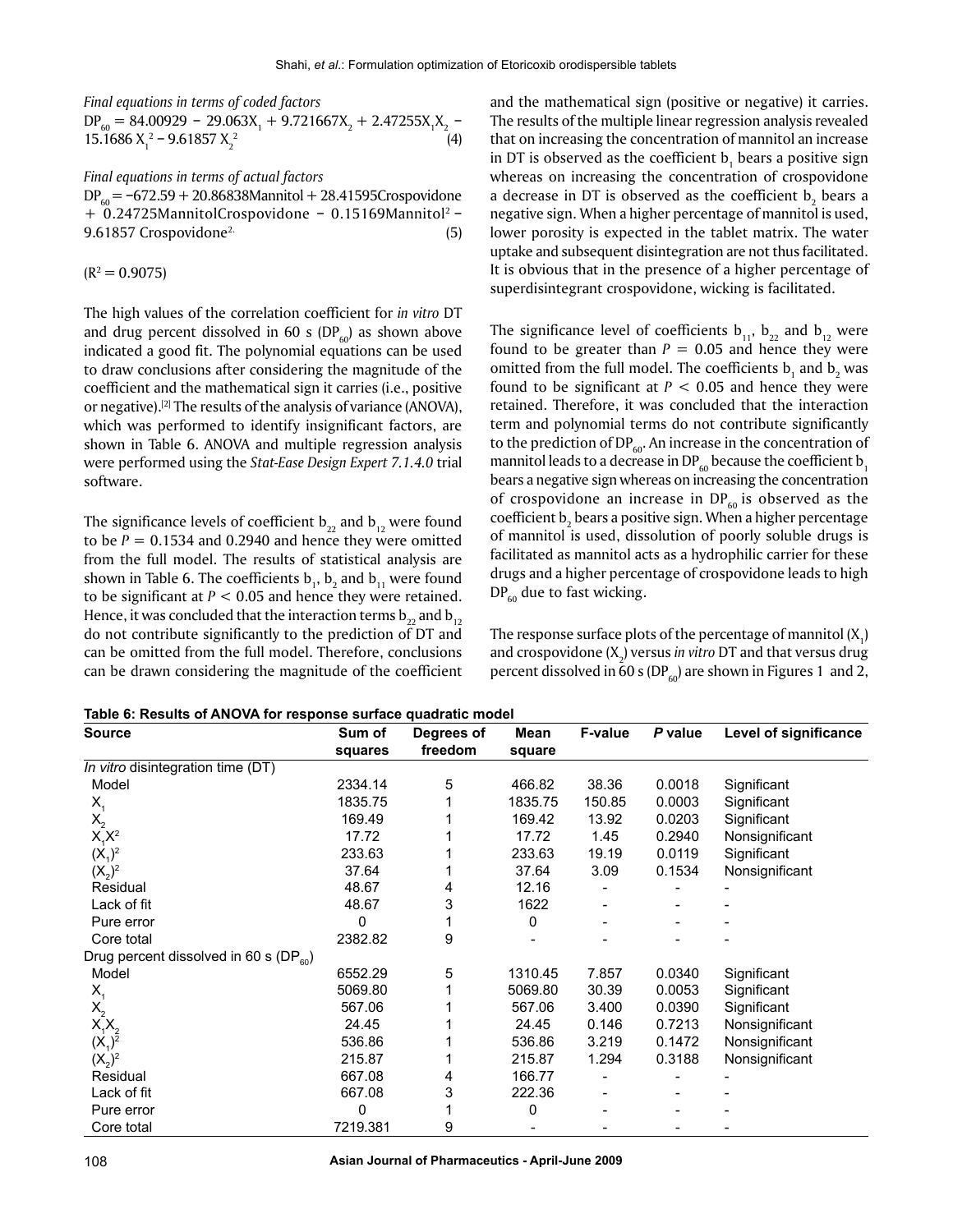*Final equations in terms of coded factors*

$$DP_{60} = 84.00929 - 29.063X_1 + 9.721667X_2 + 2.47255X_1X_2 - 15.1686\,X_1^{\,2} - 9.61857\,X_2^{\,2} \quad (4)$$

*Final equations in terms of actual factors*

$$DP_{60} = -672.59 + 20.86838\text{Mannitol} + 28.41595\text{Crospovidone} + 0.24725\text{MannitolCrospovidone} - 0.15169\text{Mannitol}^2 - 9.61857\ \text{Crospovidone}^{2.} \quad (5)$$

$(R^2 = 0.9075)$

The high values of the correlation coefficient for *in vitro* DT and drug percent dissolved in 60 s ($DP_{60}$) as shown above indicated a good fit. The polynomial equations can be used to draw conclusions after considering the magnitude of the coefficient and the mathematical sign it carries (i.e., positive or negative).[2] The results of the analysis of variance (ANOVA), which was performed to identify insignificant factors, are shown in Table 6. ANOVA and multiple regression analysis were performed using the *Stat-Ease Design Expert 7.1.4.0* trial software.

The significance levels of coefficient $b_{22}$ and $b_{12}$ were found to be $P = 0.1534$ and 0.2940 and hence they were omitted from the full model. The results of statistical analysis are shown in Table 6. The coefficients $b_1$, $b_2$ and $b_{11}$ were found to be significant at $P < 0.05$ and hence they were retained. Hence, it was concluded that the interaction terms $b_{22}$ and $b_{12}$ do not contribute significantly to the prediction of DT and can be omitted from the full model. Therefore, conclusions can be drawn considering the magnitude of the coefficient and the mathematical sign (positive or negative) it carries. The results of the multiple linear regression analysis revealed that on increasing the concentration of mannitol an increase in DT is observed as the coefficient $b_1$ bears a positive sign whereas on increasing the concentration of crospovidone a decrease in DT is observed as the coefficient $b_2$ bears a negative sign. When a higher percentage of mannitol is used, lower porosity is expected in the tablet matrix. The water uptake and subsequent disintegration are not thus facilitated. It is obvious that in the presence of a higher percentage of superdisintegrant crospovidone, wicking is facilitated.

The significance level of coefficients $b_{11}$, $b_{22}$ and $b_{12}$ were found to be greater than $P = 0.05$ and hence they were omitted from the full model. The coefficients $b_1$ and $b_2$ was found to be significant at $P < 0.05$ and hence they were retained. Therefore, it was concluded that the interaction term and polynomial terms do not contribute significantly to the prediction of $DP_{60}$. An increase in the concentration of mannitol leads to a decrease in $DP_{60}$ because the coefficient $b_1$ bears a negative sign whereas on increasing the concentration of crospovidone an increase in $DP_{60}$ is observed as the coefficient $b_2$ bears a positive sign. When a higher percentage of mannitol is used, dissolution of poorly soluble drugs is facilitated as mannitol acts as a hydrophilic carrier for these drugs and a higher percentage of crospovidone leads to high $DP_{60}$ due to fast wicking.

The response surface plots of the percentage of mannitol ($X_1$) and crospovidone ($X_2$) versus *in vitro* DT and that versus drug percent dissolved in 60 s ($DP_{60}$) are shown in Figures 1 and 2,

**Table 6: Results of ANOVA for response surface quadratic model**

| Source | Sum of squares | Degrees of freedom | Mean square | F-value | *P* value | Level of significance |
|---|---|---|---|---|---|---|
| *In vitro* disintegration time (DT) | | | | | | |
| Model | 2334.14 | 5 | 466.82 | 38.36 | 0.0018 | Significant |
| $X_1$ | 1835.75 | 1 | 1835.75 | 150.85 | 0.0003 | Significant |
| $X_2$ | 169.49 | 1 | 169.42 | 13.92 | 0.0203 | Significant |
| $X_1X^2$ | 17.72 | 1 | 17.72 | 1.45 | 0.2940 | Nonsignificant |
| $(X_1)^2$ | 233.63 | 1 | 233.63 | 19.19 | 0.0119 | Significant |
| $(X_2)^2$ | 37.64 | 1 | 37.64 | 3.09 | 0.1534 | Nonsignificant |
| Residual | 48.67 | 4 | 12.16 | - | - | - |
| Lack of fit | 48.67 | 3 | 1622 | - | - | - |
| Pure error | 0 | 1 | 0 | - | - | - |
| Core total | 2382.82 | 9 | - | - | - | - |
| Drug percent dissolved in 60 s ($DP_{60}$) | | | | | | |
| Model | 6552.29 | 5 | 1310.45 | 7.857 | 0.0340 | Significant |
| $X_1$ | 5069.80 | 1 | 5069.80 | 30.39 | 0.0053 | Significant |
| $X_2$ | 567.06 | 1 | 567.06 | 3.400 | 0.0390 | Significant |
| $X_1X_2$ | 24.45 | 1 | 24.45 | 0.146 | 0.7213 | Nonsignificant |
| $(X_1)^2$ | 536.86 | 1 | 536.86 | 3.219 | 0.1472 | Nonsignificant |
| $(X_2)^2$ | 215.87 | 1 | 215.87 | 1.294 | 0.3188 | Nonsignificant |
| Residual | 667.08 | 4 | 166.77 | - | - | - |
| Lack of fit | 667.08 | 3 | 222.36 | - | - | - |
| Pure error | 0 | 1 | 0 | - | - | - |
| Core total | 7219.381 | 9 | - | - | - | - |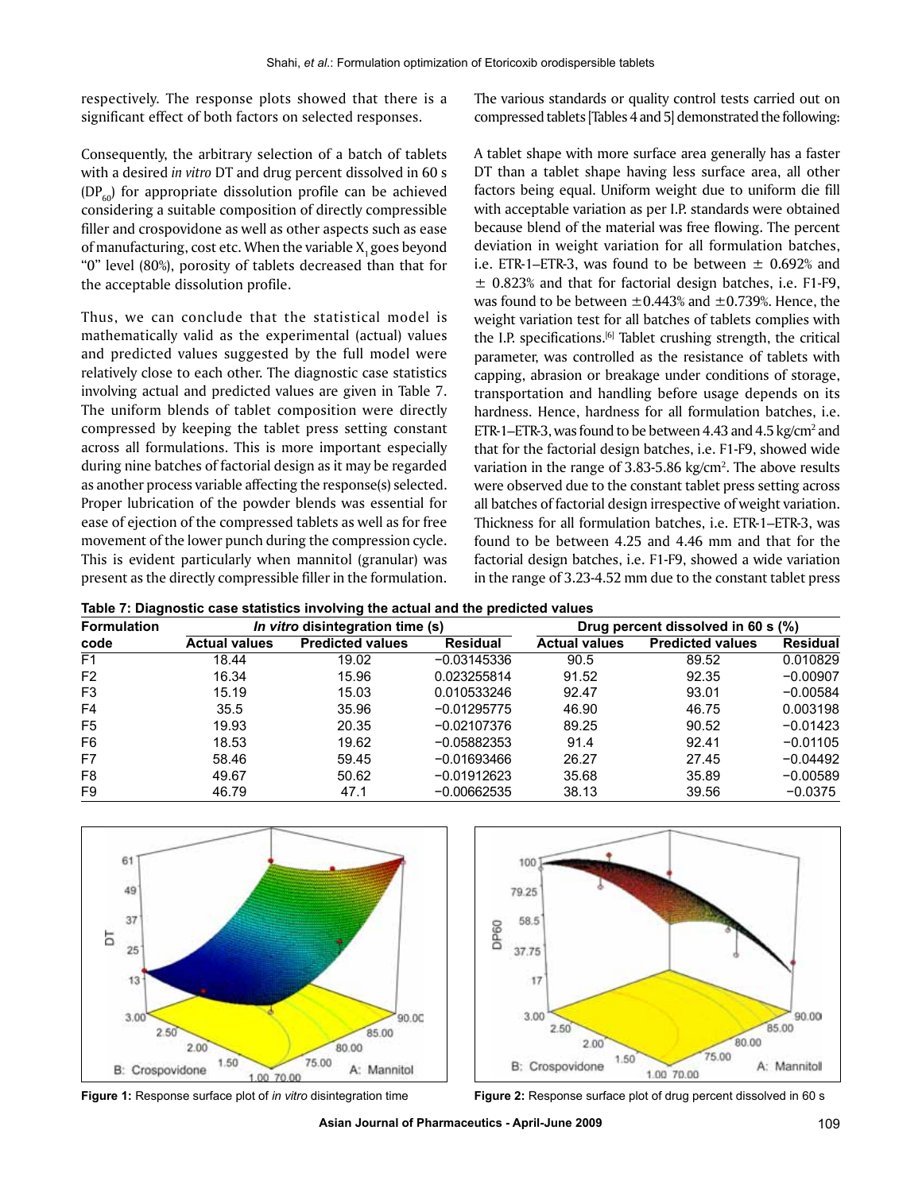respectively. The response plots showed that there is a significant effect of both factors on selected responses.

Consequently, the arbitrary selection of a batch of tablets with a desired *in vitro* DT and drug percent dissolved in 60 s ($DP_{60}$) for appropriate dissolution profile can be achieved considering a suitable composition of directly compressible filler and crospovidone as well as other aspects such as ease of manufacturing, cost etc. When the variable $X_1$ goes beyond "0" level (80%), porosity of tablets decreased than that for the acceptable dissolution profile.

Thus, we can conclude that the statistical model is mathematically valid as the experimental (actual) values and predicted values suggested by the full model were relatively close to each other. The diagnostic case statistics involving actual and predicted values are given in Table 7. The uniform blends of tablet composition were directly compressed by keeping the tablet press setting constant across all formulations. This is more important especially during nine batches of factorial design as it may be regarded as another process variable affecting the response(s) selected. Proper lubrication of the powder blends was essential for ease of ejection of the compressed tablets as well as for free movement of the lower punch during the compression cycle. This is evident particularly when mannitol (granular) was present as the directly compressible filler in the formulation.

The various standards or quality control tests carried out on compressed tablets [Tables 4 and 5] demonstrated the following:

A tablet shape with more surface area generally has a faster DT than a tablet shape having less surface area, all other factors being equal. Uniform weight due to uniform die fill with acceptable variation as per I.P. standards were obtained because blend of the material was free flowing. The percent deviation in weight variation for all formulation batches, i.e. ETR-1–ETR-3, was found to be between ± 0.692% and ± 0.823% and that for factorial design batches, i.e. F1-F9, was found to be between ±0.443% and ±0.739%. Hence, the weight variation test for all batches of tablets complies with the I.P. specifications.[6] Tablet crushing strength, the critical parameter, was controlled as the resistance of tablets with capping, abrasion or breakage under conditions of storage, transportation and handling before usage depends on its hardness. Hence, hardness for all formulation batches, i.e. ETR-1–ETR-3, was found to be between 4.43 and 4.5 kg/cm$^2$ and that for the factorial design batches, i.e. F1-F9, showed wide variation in the range of 3.83-5.86 kg/cm$^2$. The above results were observed due to the constant tablet press setting across all batches of factorial design irrespective of weight variation. Thickness for all formulation batches, i.e. ETR-1–ETR-3, was found to be between 4.25 and 4.46 mm and that for the factorial design batches, i.e. F1-F9, showed a wide variation in the range of 3.23-4.52 mm due to the constant tablet press

**Table 7: Diagnostic case statistics involving the actual and the predicted values**

| Formulation code | *In vitro* disintegration time (s) | | | Drug percent dissolved in 60 s (%) | | |
|---|---|---|---|---|---|---|
| | Actual values | Predicted values | Residual | Actual values | Predicted values | Residual |
| F1 | 18.44 | 19.02 | −0.03145336 | 90.5 | 89.52 | 0.010829 |
| F2 | 16.34 | 15.96 | 0.023255814 | 91.52 | 92.35 | −0.00907 |
| F3 | 15.19 | 15.03 | 0.010533246 | 92.47 | 93.01 | −0.00584 |
| F4 | 35.5 | 35.96 | −0.01295775 | 46.90 | 46.75 | 0.003198 |
| F5 | 19.93 | 20.35 | −0.02107376 | 89.25 | 90.52 | −0.01423 |
| F6 | 18.53 | 19.62 | −0.05882353 | 91.4 | 92.41 | −0.01105 |
| F7 | 58.46 | 59.45 | −0.01693466 | 26.27 | 27.45 | −0.04492 |
| F8 | 49.67 | 50.62 | −0.01912623 | 35.68 | 35.89 | −0.00589 |
| F9 | 46.79 | 47.1 | −0.00662535 | 38.13 | 39.56 | −0.0375 |

**Figure 1:** Response surface plot of *in vitro* disintegration time

**Figure 2:** Response surface plot of drug percent dissolved in 60 s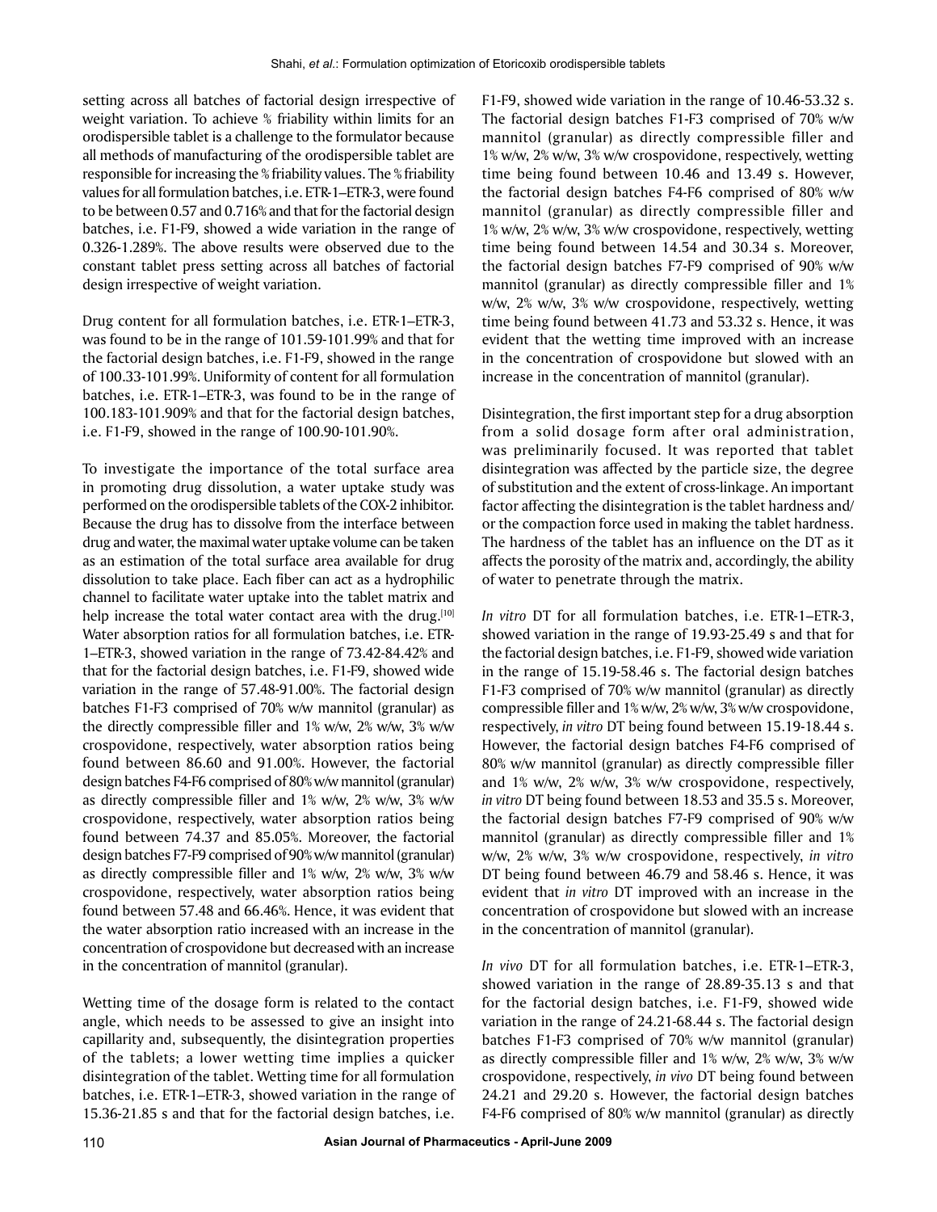setting across all batches of factorial design irrespective of weight variation. To achieve % friability within limits for an orodispersible tablet is a challenge to the formulator because all methods of manufacturing of the orodispersible tablet are responsible for increasing the % friability values. The % friability values for all formulation batches, i.e. ETR-1–ETR-3, were found to be between 0.57 and 0.716% and that for the factorial design batches, i.e. F1-F9, showed a wide variation in the range of 0.326-1.289%. The above results were observed due to the constant tablet press setting across all batches of factorial design irrespective of weight variation.

Drug content for all formulation batches, i.e. ETR-1–ETR-3, was found to be in the range of 101.59-101.99% and that for the factorial design batches, i.e. F1-F9, showed in the range of 100.33-101.99%. Uniformity of content for all formulation batches, i.e. ETR-1–ETR-3, was found to be in the range of 100.183-101.909% and that for the factorial design batches, i.e. F1-F9, showed in the range of 100.90-101.90%.

To investigate the importance of the total surface area in promoting drug dissolution, a water uptake study was performed on the orodispersible tablets of the COX-2 inhibitor. Because the drug has to dissolve from the interface between drug and water, the maximal water uptake volume can be taken as an estimation of the total surface area available for drug dissolution to take place. Each fiber can act as a hydrophilic channel to facilitate water uptake into the tablet matrix and help increase the total water contact area with the drug.[10] Water absorption ratios for all formulation batches, i.e. ETR-1–ETR-3, showed variation in the range of 73.42-84.42% and that for the factorial design batches, i.e. F1-F9, showed wide variation in the range of 57.48-91.00%. The factorial design batches F1-F3 comprised of 70% w/w mannitol (granular) as the directly compressible filler and 1% w/w, 2% w/w, 3% w/w crospovidone, respectively, water absorption ratios being found between 86.60 and 91.00%. However, the factorial design batches F4-F6 comprised of 80% w/w mannitol (granular) as directly compressible filler and 1% w/w, 2% w/w, 3% w/w crospovidone, respectively, water absorption ratios being found between 74.37 and 85.05%. Moreover, the factorial design batches F7-F9 comprised of 90% w/w mannitol (granular) as directly compressible filler and 1% w/w, 2% w/w, 3% w/w crospovidone, respectively, water absorption ratios being found between 57.48 and 66.46%. Hence, it was evident that the water absorption ratio increased with an increase in the concentration of crospovidone but decreased with an increase in the concentration of mannitol (granular).

Wetting time of the dosage form is related to the contact angle, which needs to be assessed to give an insight into capillarity and, subsequently, the disintegration properties of the tablets; a lower wetting time implies a quicker disintegration of the tablet. Wetting time for all formulation batches, i.e. ETR-1–ETR-3, showed variation in the range of 15.36-21.85 s and that for the factorial design batches, i.e. F1-F9, showed wide variation in the range of 10.46-53.32 s. The factorial design batches F1-F3 comprised of 70% w/w mannitol (granular) as directly compressible filler and 1% w/w, 2% w/w, 3% w/w crospovidone, respectively, wetting time being found between 10.46 and 13.49 s. However, the factorial design batches F4-F6 comprised of 80% w/w mannitol (granular) as directly compressible filler and 1% w/w, 2% w/w, 3% w/w crospovidone, respectively, wetting time being found between 14.54 and 30.34 s. Moreover, the factorial design batches F7-F9 comprised of 90% w/w mannitol (granular) as directly compressible filler and 1% w/w, 2% w/w, 3% w/w crospovidone, respectively, wetting time being found between 41.73 and 53.32 s. Hence, it was evident that the wetting time improved with an increase in the concentration of crospovidone but slowed with an increase in the concentration of mannitol (granular).

Disintegration, the first important step for a drug absorption from a solid dosage form after oral administration, was preliminarily focused. It was reported that tablet disintegration was affected by the particle size, the degree of substitution and the extent of cross-linkage. An important factor affecting the disintegration is the tablet hardness and/or the compaction force used in making the tablet hardness. The hardness of the tablet has an influence on the DT as it affects the porosity of the matrix and, accordingly, the ability of water to penetrate through the matrix.

*In vitro* DT for all formulation batches, i.e. ETR-1–ETR-3, showed variation in the range of 19.93-25.49 s and that for the factorial design batches, i.e. F1-F9, showed wide variation in the range of 15.19-58.46 s. The factorial design batches F1-F3 comprised of 70% w/w mannitol (granular) as directly compressible filler and 1% w/w, 2% w/w, 3% w/w crospovidone, respectively, *in vitro* DT being found between 15.19-18.44 s. However, the factorial design batches F4-F6 comprised of 80% w/w mannitol (granular) as directly compressible filler and 1% w/w, 2% w/w, 3% w/w crospovidone, respectively, *in vitro* DT being found between 18.53 and 35.5 s. Moreover, the factorial design batches F7-F9 comprised of 90% w/w mannitol (granular) as directly compressible filler and 1% w/w, 2% w/w, 3% w/w crospovidone, respectively, *in vitro* DT being found between 46.79 and 58.46 s. Hence, it was evident that *in vitro* DT improved with an increase in the concentration of crospovidone but slowed with an increase in the concentration of mannitol (granular).

*In vivo* DT for all formulation batches, i.e. ETR-1–ETR-3, showed variation in the range of 28.89-35.13 s and that for the factorial design batches, i.e. F1-F9, showed wide variation in the range of 24.21-68.44 s. The factorial design batches F1-F3 comprised of 70% w/w mannitol (granular) as directly compressible filler and 1% w/w, 2% w/w, 3% w/w crospovidone, respectively, *in vivo* DT being found between 24.21 and 29.20 s. However, the factorial design batches F4-F6 comprised of 80% w/w mannitol (granular) as directly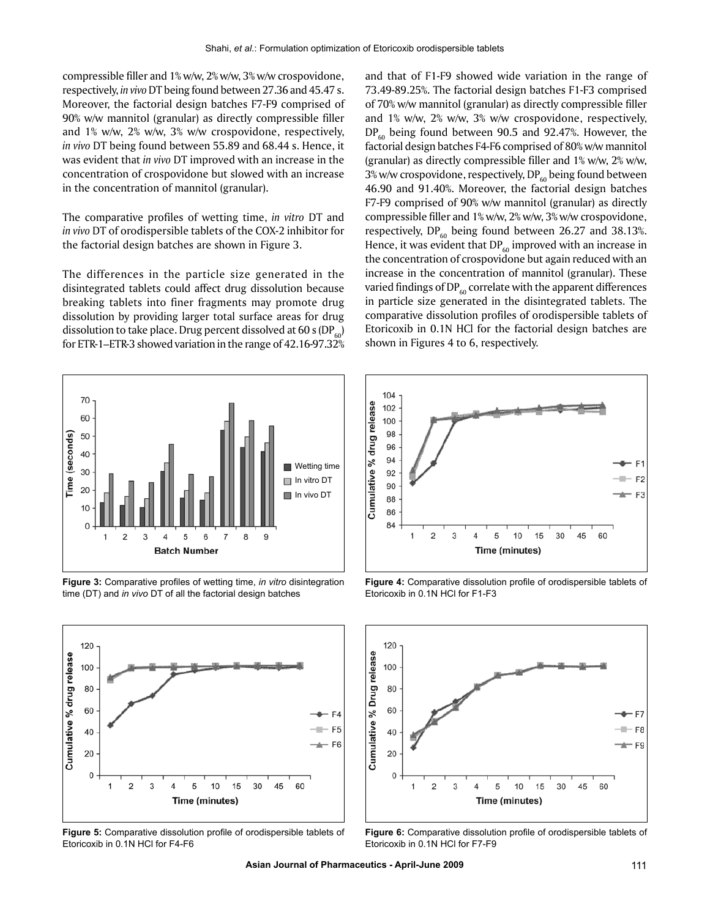compressible filler and 1% w/w, 2% w/w, 3% w/w crospovidone, respectively, *in vivo* DT being found between 27.36 and 45.47 s. Moreover, the factorial design batches F7-F9 comprised of 90% w/w mannitol (granular) as directly compressible filler and 1% w/w, 2% w/w, 3% w/w crospovidone, respectively, *in vivo* DT being found between 55.89 and 68.44 s. Hence, it was evident that *in vivo* DT improved with an increase in the concentration of crospovidone but slowed with an increase in the concentration of mannitol (granular).

The comparative profiles of wetting time, *in vitro* DT and *in vivo* DT of orodispersible tablets of the COX-2 inhibitor for the factorial design batches are shown in Figure 3.

The differences in the particle size generated in the disintegrated tablets could affect drug dissolution because breaking tablets into finer fragments may promote drug dissolution by providing larger total surface areas for drug dissolution to take place. Drug percent dissolved at 60 s ($DP_{60}$) for ETR-1–ETR-3 showed variation in the range of 42.16-97.32% and that of F1-F9 showed wide variation in the range of 73.49-89.25%. The factorial design batches F1-F3 comprised of 70% w/w mannitol (granular) as directly compressible filler and 1% w/w, 2% w/w, 3% w/w crospovidone, respectively, $DP_{60}$ being found between 90.5 and 92.47%. However, the factorial design batches F4-F6 comprised of 80% w/w mannitol (granular) as directly compressible filler and 1% w/w, 2% w/w, 3% w/w crospovidone, respectively, $DP_{60}$ being found between 46.90 and 91.40%. Moreover, the factorial design batches F7-F9 comprised of 90% w/w mannitol (granular) as directly compressible filler and 1% w/w, 2% w/w, 3% w/w crospovidone, respectively, $DP_{60}$ being found between 26.27 and 38.13%. Hence, it was evident that $DP_{60}$ improved with an increase in the concentration of crospovidone but again reduced with an increase in the concentration of mannitol (granular). These varied findings of $DP_{60}$ correlate with the apparent differences in particle size generated in the disintegrated tablets. The comparative dissolution profiles of orodispersible tablets of Etoricoxib in 0.1N HCl for the factorial design batches are shown in Figures 4 to 6, respectively.

**Figure 3:** Comparative profiles of wetting time, *in vitro* disintegration time (DT) and *in vivo* DT of all the factorial design batches

**Figure 4:** Comparative dissolution profile of orodispersible tablets of Etoricoxib in 0.1N HCl for F1-F3

**Figure 5:** Comparative dissolution profile of orodispersible tablets of Etoricoxib in 0.1N HCl for F4-F6

**Figure 6:** Comparative dissolution profile of orodispersible tablets of Etoricoxib in 0.1N HCl for F7-F9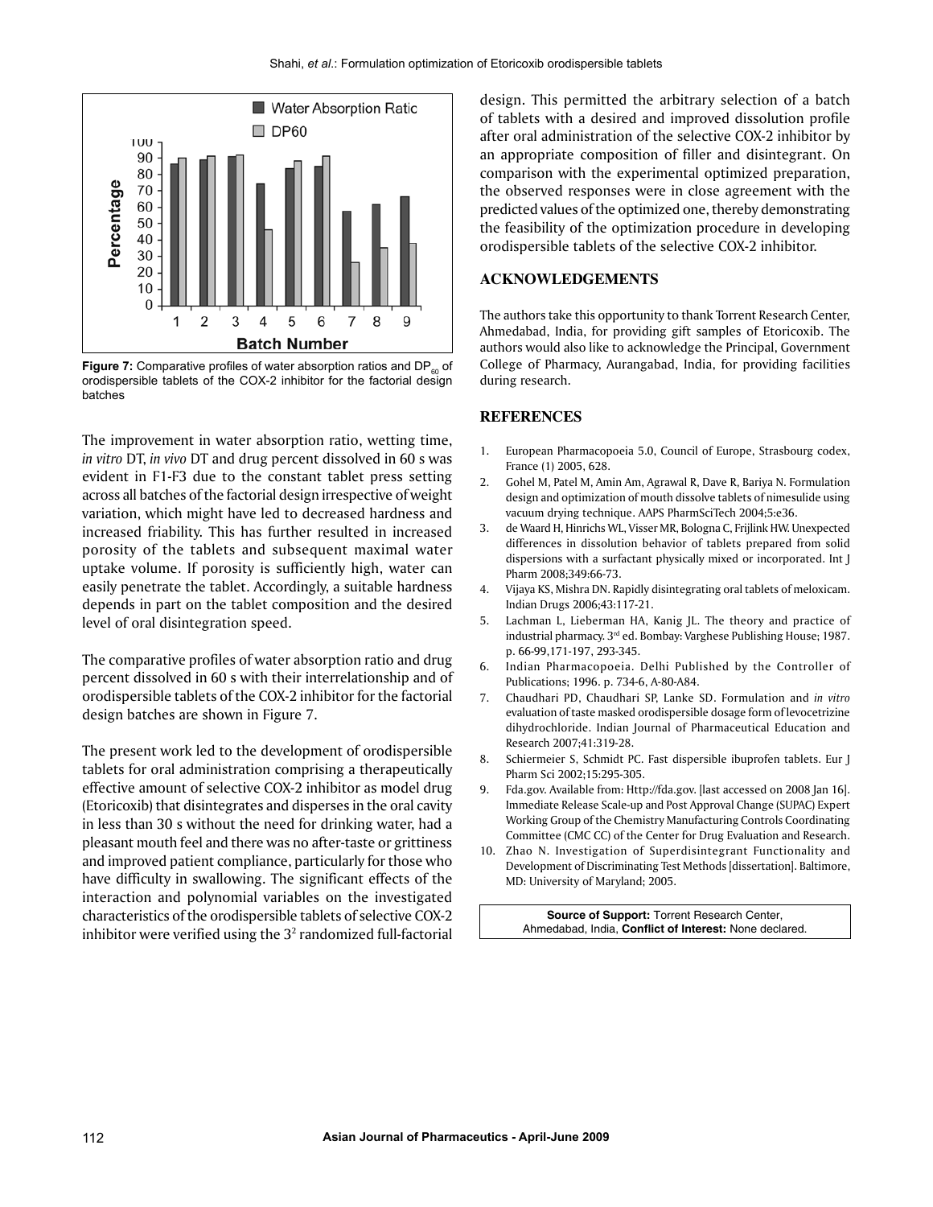Water Absorption Ratio

DP60

100
90
80
70
60
50
40
30
20
10
0

Percentage

1 2 3 4 5 6 7 8 9

Batch Number

**Figure 7:** Comparative profiles of water absorption ratios and $DP_{60}$ of orodispersible tablets of the COX-2 inhibitor for the factorial design batches

The improvement in water absorption ratio, wetting time, *in vitro* DT, *in vivo* DT and drug percent dissolved in 60 s was evident in F1-F3 due to the constant tablet press setting across all batches of the factorial design irrespective of weight variation, which might have led to decreased hardness and increased friability. This has further resulted in increased porosity of the tablets and subsequent maximal water uptake volume. If porosity is sufficiently high, water can easily penetrate the tablet. Accordingly, a suitable hardness depends in part on the tablet composition and the desired level of oral disintegration speed.

The comparative profiles of water absorption ratio and drug percent dissolved in 60 s with their interrelationship and of orodispersible tablets of the COX-2 inhibitor for the factorial design batches are shown in Figure 7.

The present work led to the development of orodispersible tablets for oral administration comprising a therapeutically effective amount of selective COX-2 inhibitor as model drug (Etoricoxib) that disintegrates and disperses in the oral cavity in less than 30 s without the need for drinking water, had a pleasant mouth feel and there was no after-taste or grittiness and improved patient compliance, particularly for those who have difficulty in swallowing. The significant effects of the interaction and polynomial variables on the investigated characteristics of the orodispersible tablets of selective COX-2 inhibitor were verified using the $3^2$ randomized full-factorial design. This permitted the arbitrary selection of a batch of tablets with a desired and improved dissolution profile after oral administration of the selective COX-2 inhibitor by an appropriate composition of filler and disintegrant. On comparison with the experimental optimized preparation, the observed responses were in close agreement with the predicted values of the optimized one, thereby demonstrating the feasibility of the optimization procedure in developing orodispersible tablets of the selective COX-2 inhibitor.

## ACKNOWLEDGEMENTS

The authors take this opportunity to thank Torrent Research Center, Ahmedabad, India, for providing gift samples of Etoricoxib. The authors would also like to acknowledge the Principal, Government College of Pharmacy, Aurangabad, India, for providing facilities during research.

## REFERENCES

1. European Pharmacopoeia 5.0, Council of Europe, Strasbourg codex, France (1) 2005, 628.
2. Gohel M, Patel M, Amin Am, Agrawal R, Dave R, Bariya N. Formulation design and optimization of mouth dissolve tablets of nimesulide using vacuum drying technique. AAPS PharmSciTech 2004;5:e36.
3. de Waard H, Hinrichs WL, Visser MR, Bologna C, Frijlink HW. Unexpected differences in dissolution behavior of tablets prepared from solid dispersions with a surfactant physically mixed or incorporated. Int J Pharm 2008;349:66-73.
4. Vijaya KS, Mishra DN. Rapidly disintegrating oral tablets of meloxicam. Indian Drugs 2006;43:117-21.
5. Lachman L, Lieberman HA, Kanig JL. The theory and practice of industrial pharmacy. 3rd ed. Bombay: Varghese Publishing House; 1987. p. 66-99,171-197, 293-345.
6. Indian Pharmacopoeia. Delhi Published by the Controller of Publications; 1996. p. 734-6, A-80-A84.
7. Chaudhari PD, Chaudhari SP, Lanke SD. Formulation and *in vitro* evaluation of taste masked orodispersible dosage form of levocetrizine dihydrochloride. Indian Journal of Pharmaceutical Education and Research 2007;41:319-28.
8. Schiermeier S, Schmidt PC. Fast dispersible ibuprofen tablets. Eur J Pharm Sci 2002;15:295-305.
9. Fda.gov. Available from: Http://fda.gov. [last accessed on 2008 Jan 16]. Immediate Release Scale-up and Post Approval Change (SUPAC) Expert Working Group of the Chemistry Manufacturing Controls Coordinating Committee (CMC CC) of the Center for Drug Evaluation and Research.
10. Zhao N. Investigation of Superdisintegrant Functionality and Development of Discriminating Test Methods [dissertation]. Baltimore, MD: University of Maryland; 2005.

**Source of Support:** Torrent Research Center, Ahmedabad, India, **Conflict of Interest:** None declared.